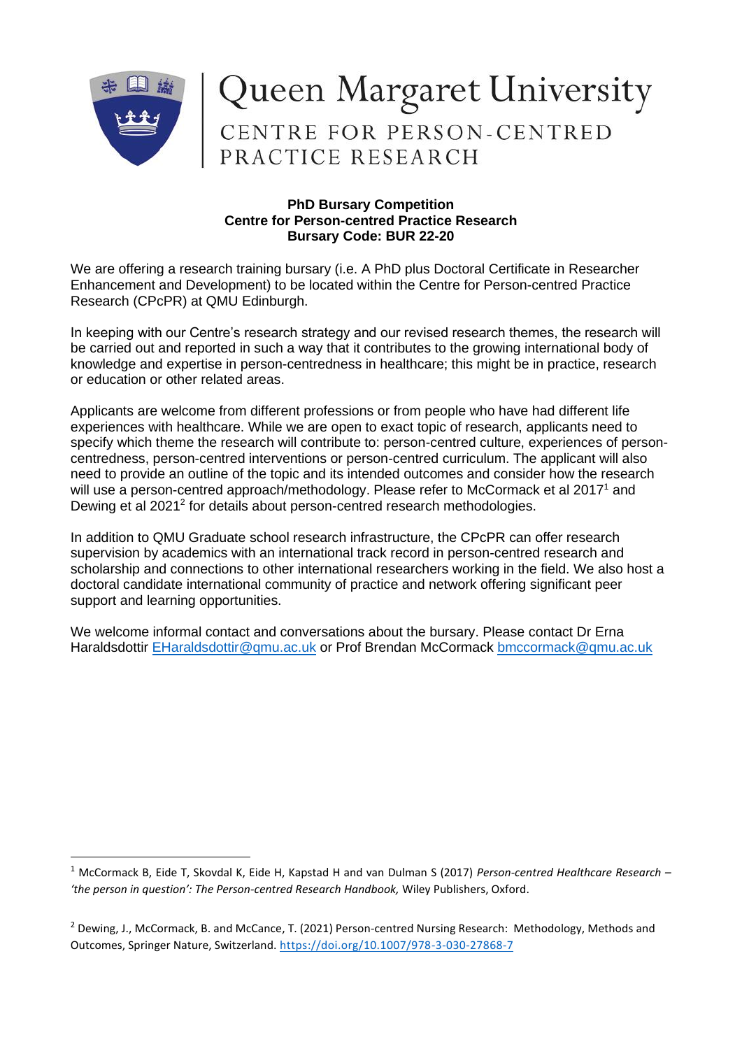# Queen Margaret University

## CENTRE FOR PERSON-CENTRED PRACTICE RESEARCH

**PhD Bursary Competition**
**Centre for Person-centred Practice Research**
**Bursary Code: BUR 22-20**

We are offering a research training bursary (i.e. A PhD plus Doctoral Certificate in Researcher Enhancement and Development) to be located within the Centre for Person-centred Practice Research (CPcPR) at QMU Edinburgh.

In keeping with our Centre's research strategy and our revised research themes, the research will be carried out and reported in such a way that it contributes to the growing international body of knowledge and expertise in person-centredness in healthcare; this might be in practice, research or education or other related areas.

Applicants are welcome from different professions or from people who have had different life experiences with healthcare. While we are open to exact topic of research, applicants need to specify which theme the research will contribute to: person-centred culture, experiences of person-centredness, person-centred interventions or person-centred curriculum. The applicant will also need to provide an outline of the topic and its intended outcomes and consider how the research will use a person-centred approach/methodology. Please refer to McCormack et al 2017[1] and Dewing et al 2021[2] for details about person-centred research methodologies.

In addition to QMU Graduate school research infrastructure, the CPcPR can offer research supervision by academics with an international track record in person-centred research and scholarship and connections to other international researchers working in the field. We also host a doctoral candidate international community of practice and network offering significant peer support and learning opportunities.

We welcome informal contact and conversations about the bursary. Please contact Dr Erna Haraldsdottir EHaraldsdottir@qmu.ac.uk or Prof Brendan McCormack bmccormack@qmu.ac.uk

---

[1] McCormack B, Eide T, Skovdal K, Eide H, Kapstad H and van Dulman S (2017) *Person-centred Healthcare Research – 'the person in question': The Person-centred Research Handbook,* Wiley Publishers, Oxford.

[2] Dewing, J., McCormack, B. and McCance, T. (2021) Person-centred Nursing Research: Methodology, Methods and Outcomes, Springer Nature, Switzerland. https://doi.org/10.1007/978-3-030-27868-7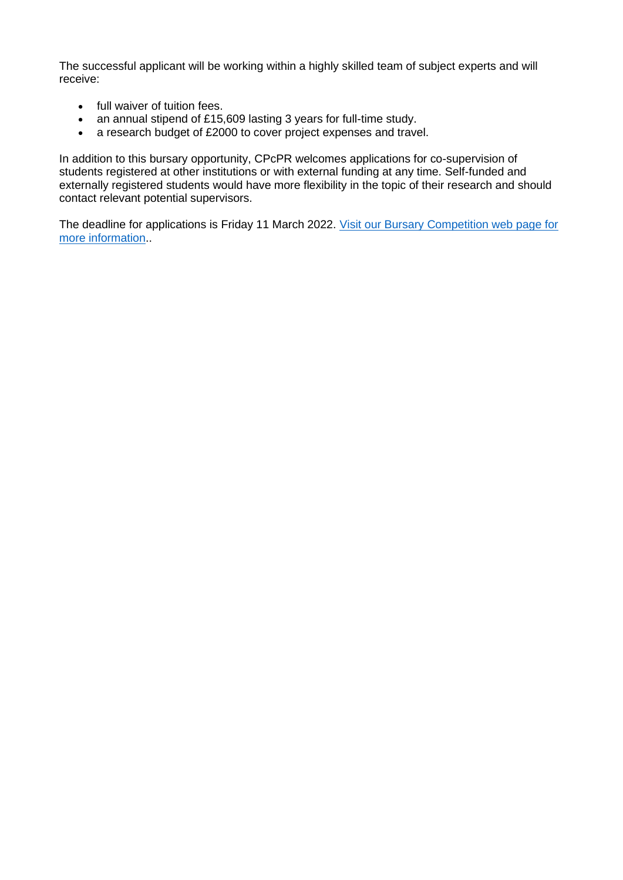The successful applicant will be working within a highly skilled team of subject experts and will receive:

- full waiver of tuition fees.
- an annual stipend of £15,609 lasting 3 years for full-time study.
- a research budget of £2000 to cover project expenses and travel.

In addition to this bursary opportunity, CPcPR welcomes applications for co-supervision of students registered at other institutions or with external funding at any time. Self-funded and externally registered students would have more flexibility in the topic of their research and should contact relevant potential supervisors.

The deadline for applications is Friday 11 March 2022. Visit our Bursary Competition web page for more information..